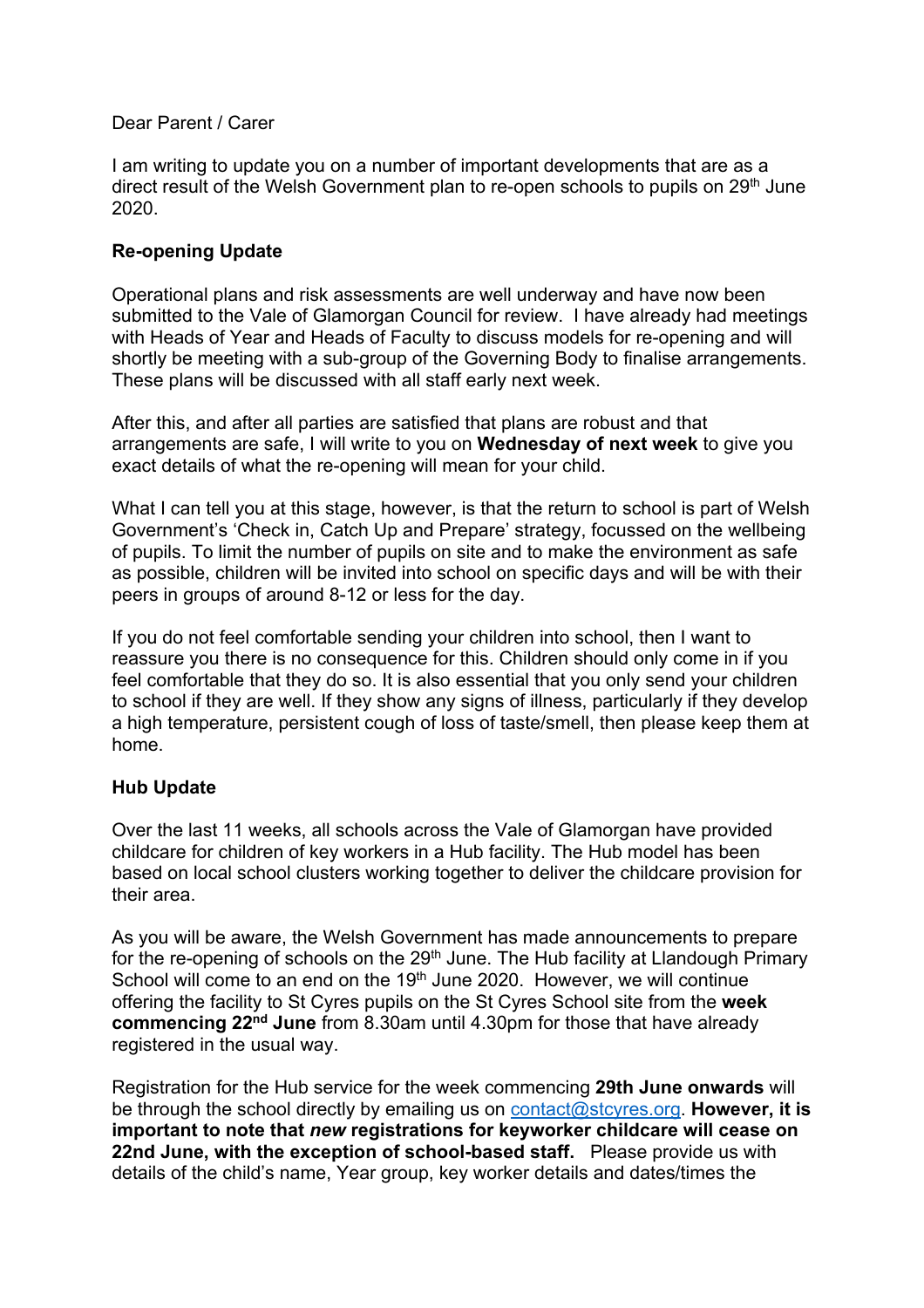Dear Parent / Carer

I am writing to update you on a number of important developments that are as a direct result of the Welsh Government plan to re-open schools to pupils on 29th June 2020.

**Re-opening Update**

Operational plans and risk assessments are well underway and have now been submitted to the Vale of Glamorgan Council for review. I have already had meetings with Heads of Year and Heads of Faculty to discuss models for re-opening and will shortly be meeting with a sub-group of the Governing Body to finalise arrangements. These plans will be discussed with all staff early next week.

After this, and after all parties are satisfied that plans are robust and that arrangements are safe, I will write to you on **Wednesday of next week** to give you exact details of what the re-opening will mean for your child.

What I can tell you at this stage, however, is that the return to school is part of Welsh Government's 'Check in, Catch Up and Prepare' strategy, focussed on the wellbeing of pupils. To limit the number of pupils on site and to make the environment as safe as possible, children will be invited into school on specific days and will be with their peers in groups of around 8-12 or less for the day.

If you do not feel comfortable sending your children into school, then I want to reassure you there is no consequence for this. Children should only come in if you feel comfortable that they do so. It is also essential that you only send your children to school if they are well. If they show any signs of illness, particularly if they develop a high temperature, persistent cough of loss of taste/smell, then please keep them at home.

**Hub Update**

Over the last 11 weeks, all schools across the Vale of Glamorgan have provided childcare for children of key workers in a Hub facility. The Hub model has been based on local school clusters working together to deliver the childcare provision for their area.

As you will be aware, the Welsh Government has made announcements to prepare for the re-opening of schools on the 29th June. The Hub facility at Llandough Primary School will come to an end on the 19th June 2020. However, we will continue offering the facility to St Cyres pupils on the St Cyres School site from the **week commencing 22nd June** from 8.30am until 4.30pm for those that have already registered in the usual way.

Registration for the Hub service for the week commencing **29th June onwards** will be through the school directly by emailing us on contact@stcyres.org. **However, it is important to note that *new* registrations for keyworker childcare will cease on 22nd June, with the exception of school-based staff.** Please provide us with details of the child's name, Year group, key worker details and dates/times the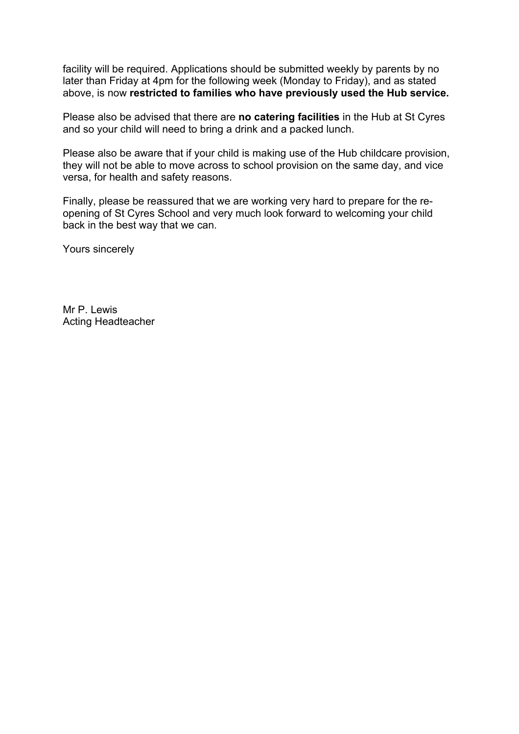facility will be required. Applications should be submitted weekly by parents by no later than Friday at 4pm for the following week (Monday to Friday), and as stated above, is now **restricted to families who have previously used the Hub service.**

Please also be advised that there are **no catering facilities** in the Hub at St Cyres and so your child will need to bring a drink and a packed lunch.

Please also be aware that if your child is making use of the Hub childcare provision, they will not be able to move across to school provision on the same day, and vice versa, for health and safety reasons.

Finally, please be reassured that we are working very hard to prepare for the re-opening of St Cyres School and very much look forward to welcoming your child back in the best way that we can.

Yours sincerely

Mr P. Lewis  
Acting Headteacher